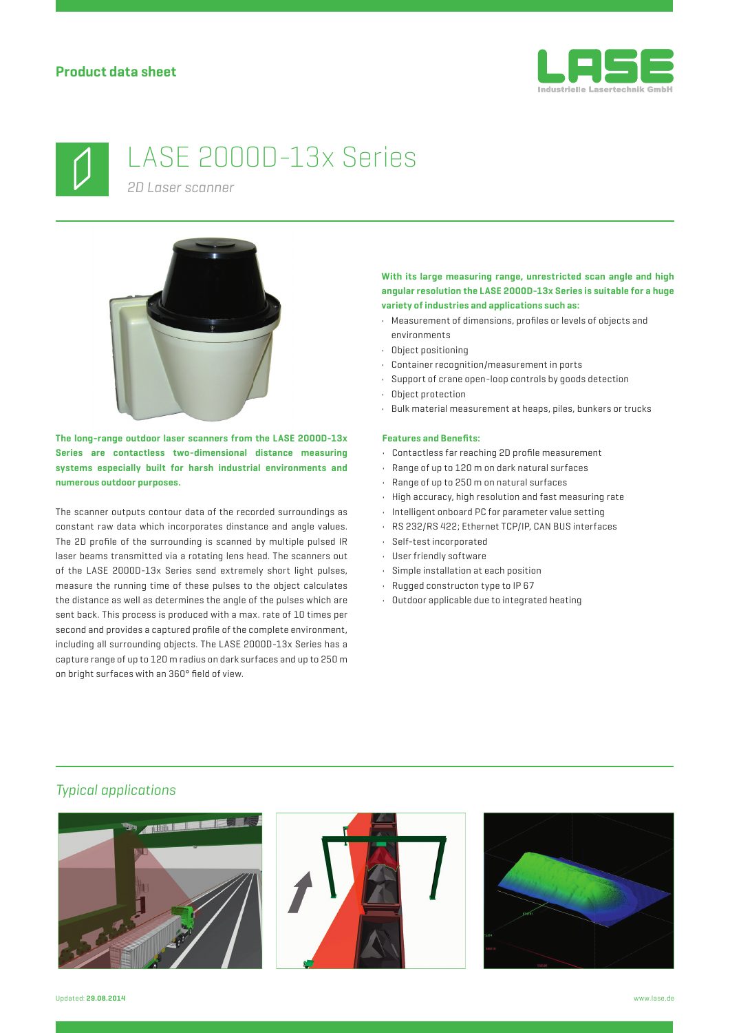**Product data sheet**

# LASE 2000D-13x Series

*2D Laser scanner*

**The long-range outdoor laser scanners from the LASE 2000D-13x Series are contactless two-dimensional distance measuring systems especially built for harsh industrial environments and numerous outdoor purposes.**

The scanner outputs contour data of the recorded surroundings as constant raw data which incorporates dinstance and angle values. The 2D profile of the surrounding is scanned by multiple pulsed IR laser beams transmitted via a rotating lens head. The scanners out of the LASE 2000D-13x Series send extremely short light pulses, measure the running time of these pulses to the object calculates the distance as well as determines the angle of the pulses which are sent back. This process is produced with a max. rate of 10 times per second and provides a captured profile of the complete environment, including all surrounding objects. The LASE 2000D-13x Series has a capture range of up to 120 m radius on dark surfaces and up to 250 m on bright surfaces with an 360° field of view.

**With its large measuring range, unrestricted scan angle and high angular resolution the LASE 2000D-13x Series is suitable for a huge variety of industries and applications such as:**

- Measurement of dimensions, profiles or levels of objects and environments
- Object positioning
- Container recognition/measurement in ports
- Support of crane open-loop controls by goods detection
- Object protection
- Bulk material measurement at heaps, piles, bunkers or trucks

**Features and Benefits:**

- Contactless far reaching 2D profile measurement
- Range of up to 120 m on dark natural surfaces
- Range of up to 250 m on natural surfaces
- High accuracy, high resolution and fast measuring rate
- Intelligent onboard PC for parameter value setting
- RS 232/RS 422; Ethernet TCP/IP, CAN BUS interfaces
- Self-test incorporated
- User friendly software
- Simple installation at each position
- Rugged constructon type to IP 67
- Outdoor applicable due to integrated heating

## *Typical applications*

Updated: **29.08.2014**

www.lase.de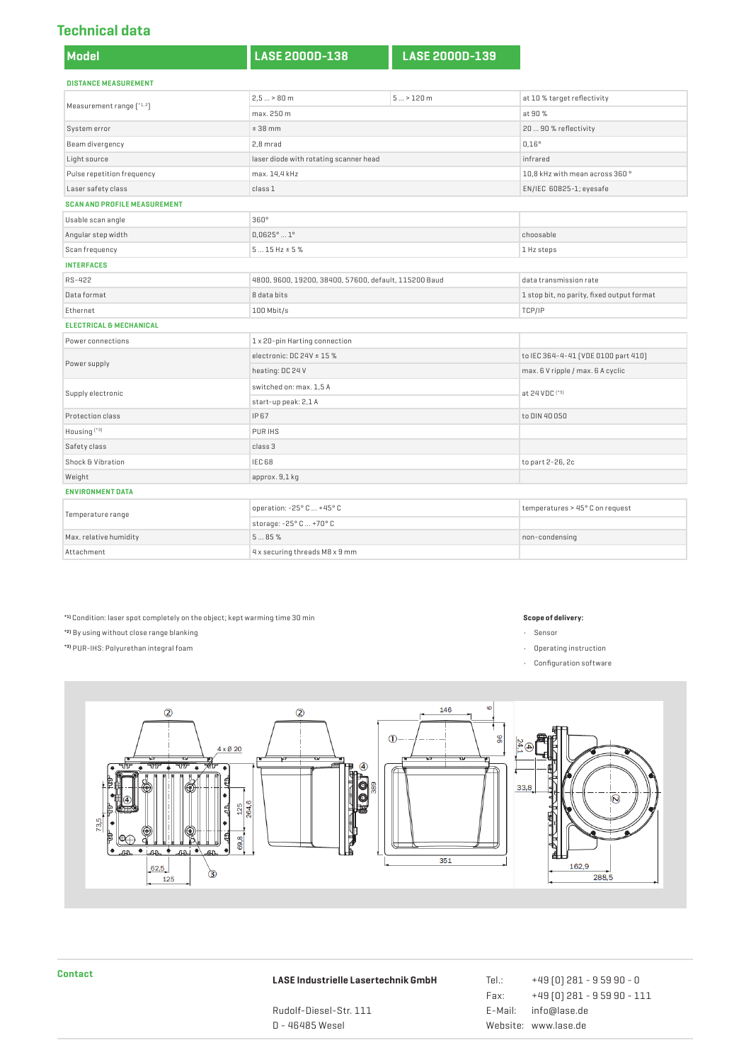## Technical data

| Model | LASE 2000D-138 | LASE 2000D-139 | |
|---|---|---|---|
| **DISTANCE MEASUREMENT** | | | |
| Measurement range [*1,2] | 2,5 ... > 80 m | 5 ... > 120 m | at 10 % target reflectivity |
| | max. 250 m | | at 90 % |
| System error | ± 38 mm | | 20 ... 90 % reflectivity |
| Beam divergency | 2,8 mrad | | 0,16° |
| Light source | laser diode with rotating scanner head | | infrared |
| Pulse repetition frequency | max. 14,4 kHz | | 10,8 kHz with mean across 360 ° |
| Laser safety class | class 1 | | EN/IEC 60825-1; eyesafe |
| **SCAN AND PROFILE MEASUREMENT** | | | |
| Usable scan angle | 360° | | |
| Angular step width | 0,0625° ... 1° | | choosable |
| Scan frequency | 5 ... 15 Hz ± 5 % | | 1 Hz steps |
| **INTERFACES** | | | |
| RS-422 | 4800, 9600, 19200, 38400, 57600, default, 115200 Baud | | data transmission rate |
| Data format | 8 data bits | | 1 stop bit, no parity, fixed output format |
| Ethernet | 100 Mbit/s | | TCP/IP |
| **ELECTRICAL & MECHANICAL** | | | |
| Power connections | 1 x 20-pin Harting connection | | |
| Power supply | electronic: DC 24V ± 15 % | | to IEC 364-4-41 (VDE 0100 part 410) |
| | heating: DC 24 V | | max. 6 V ripple / max. 6 A cyclic |
| Supply electronic | switched on: max. 1,5 A | | at 24 VDC [*3] |
| | start-up peak: 2,1 A | | |
| Protection class | IP 67 | | to DIN 40 050 |
| Housing [*3] | PUR IHS | | |
| Safety class | class 3 | | |
| Shock & Vibration | IEC 68 | | to part 2-26, 2c |
| Weight | approx. 9,1 kg | | |
| **ENVIRONMENT DATA** | | | |
| Temperature range | operation: -25° C ... +45° C | | temperatures > 45° C on request |
| | storage: -25° C ... +70° C | | |
| Max. relative humidity | 5 ... 85 % | | non-condensing |
| Attachment | 4 x securing threads M8 x 9 mm | | |

[*1] Condition: laser spot completely on the object; kept warming time 30 min

[*2] By using without close range blanking

[*3] PUR-IHS: Polyurethan integral foam

**Scope of delivery:**

- Sensor
- Operating instruction
- Configuration software

②
②
4 x Ø 20
④
③
73,5
62,5
125
125
264,6
69,8
①
④
146
6
96
389
351
24,1
④
33,8
②
162,9
288,5

**Contact**

**LASE Industrielle Lasertechnik GmbH**

Rudolf-Diesel-Str. 111
D - 46485 Wesel

Tel.: +49 (0) 281 - 9 59 90 - 0
Fax: +49 (0) 281 - 9 59 90 - 111
E-Mail: info@lase.de
Website: www.lase.de